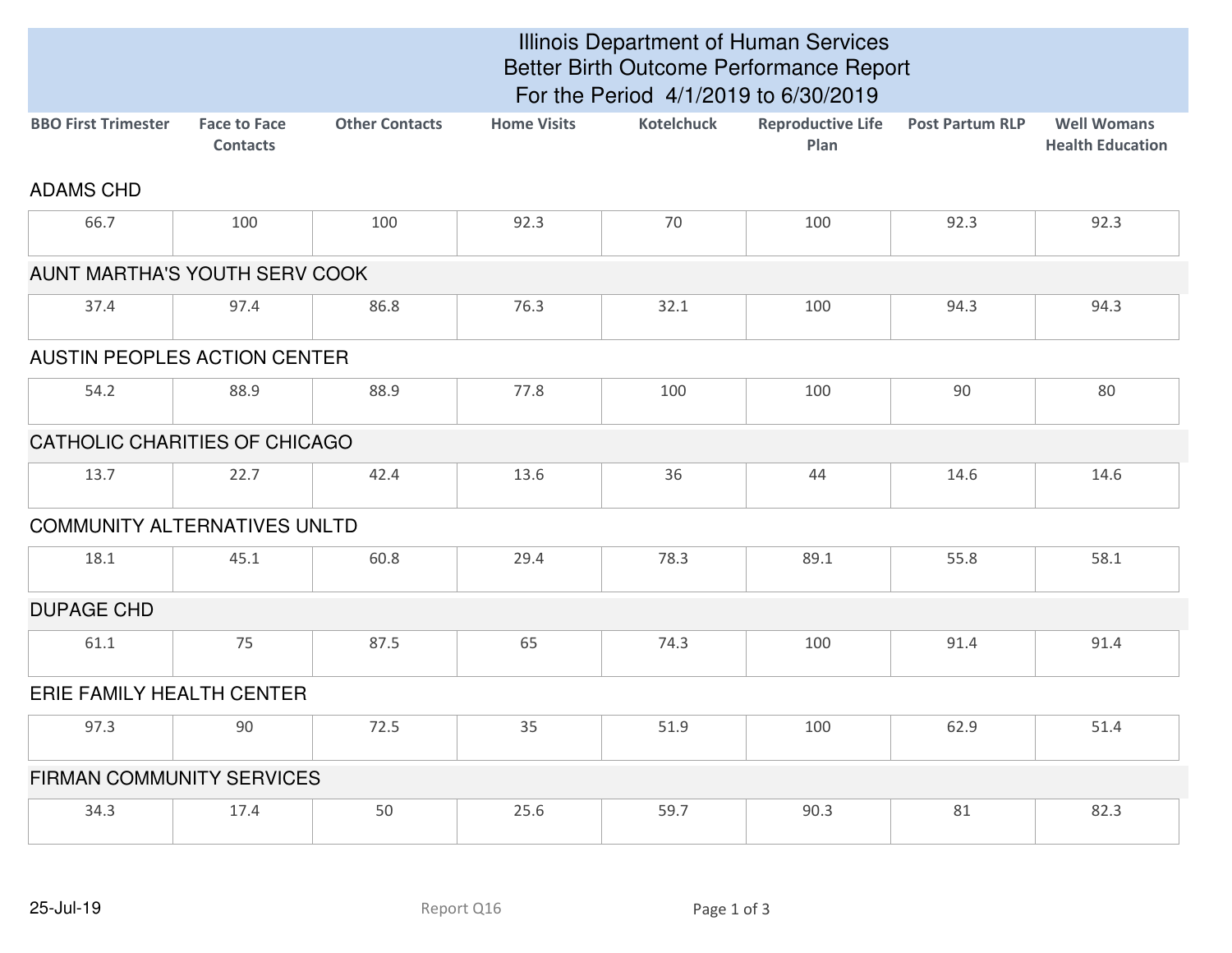# Illinois Department of Human Services
## Better Birth Outcome Performance Report
### For the Period 4/1/2019 to 6/30/2019

| | BBO First Trimester | Face to Face Contacts | Other Contacts | Home Visits | Kotelchuck | Reproductive Life Plan | Post Partum RLP | Well Womans Health Education |
|---|---|---|---|---|---|---|---|---|
| ADAMS CHD | 66.7 | 100 | 100 | 92.3 | 70 | 100 | 92.3 | 92.3 |
| AUNT MARTHA'S YOUTH SERV COOK | 37.4 | 97.4 | 86.8 | 76.3 | 32.1 | 100 | 94.3 | 94.3 |
| AUSTIN PEOPLES ACTION CENTER | 54.2 | 88.9 | 88.9 | 77.8 | 100 | 100 | 90 | 80 |
| CATHOLIC CHARITIES OF CHICAGO | 13.7 | 22.7 | 42.4 | 13.6 | 36 | 44 | 14.6 | 14.6 |
| COMMUNITY ALTERNATIVES UNLTD | 18.1 | 45.1 | 60.8 | 29.4 | 78.3 | 89.1 | 55.8 | 58.1 |
| DUPAGE CHD | 61.1 | 75 | 87.5 | 65 | 74.3 | 100 | 91.4 | 91.4 |
| ERIE FAMILY HEALTH CENTER | 97.3 | 90 | 72.5 | 35 | 51.9 | 100 | 62.9 | 51.4 |
| FIRMAN COMMUNITY SERVICES | 34.3 | 17.4 | 50 | 25.6 | 59.7 | 90.3 | 81 | 82.3 |

25-Jul-19 Report Q16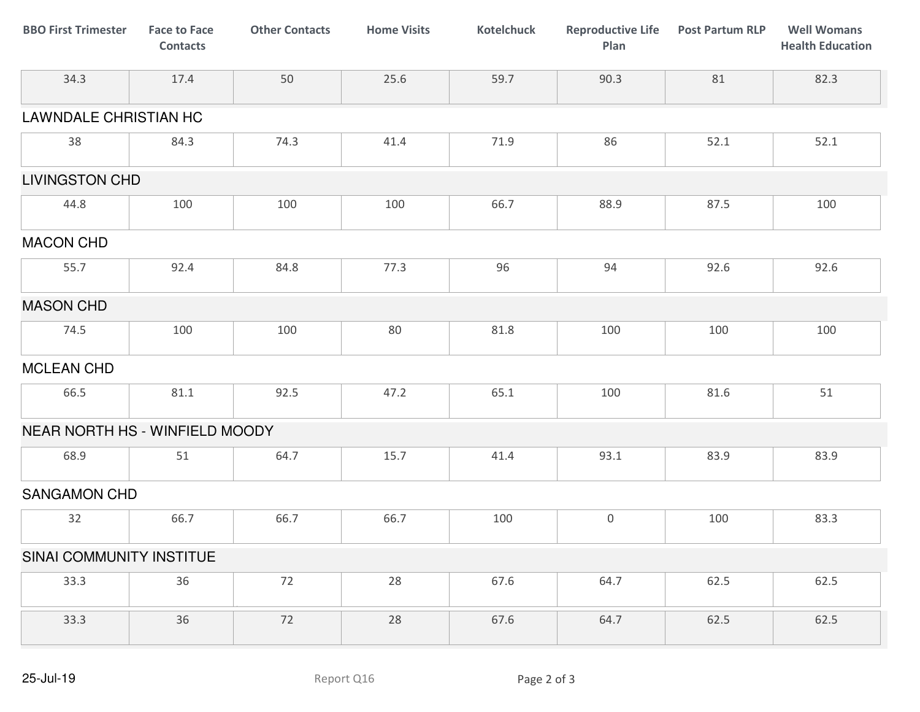| BBO First Trimester | Face to Face Contacts | Other Contacts | Home Visits | Kotelchuck | Reproductive Life Plan | Post Partum RLP | Well Womans Health Education |
|---|---|---|---|---|---|---|---|
| 34.3 | 17.4 | 50 | 25.6 | 59.7 | 90.3 | 81 | 82.3 |
| **LAWNDALE CHRISTIAN HC** | | | | | | | |
| 38 | 84.3 | 74.3 | 41.4 | 71.9 | 86 | 52.1 | 52.1 |
| **LIVINGSTON CHD** | | | | | | | |
| 44.8 | 100 | 100 | 100 | 66.7 | 88.9 | 87.5 | 100 |
| **MACON CHD** | | | | | | | |
| 55.7 | 92.4 | 84.8 | 77.3 | 96 | 94 | 92.6 | 92.6 |
| **MASON CHD** | | | | | | | |
| 74.5 | 100 | 100 | 80 | 81.8 | 100 | 100 | 100 |
| **MCLEAN CHD** | | | | | | | |
| 66.5 | 81.1 | 92.5 | 47.2 | 65.1 | 100 | 81.6 | 51 |
| **NEAR NORTH HS - WINFIELD MOODY** | | | | | | | |
| 68.9 | 51 | 64.7 | 15.7 | 41.4 | 93.1 | 83.9 | 83.9 |
| **SANGAMON CHD** | | | | | | | |
| 32 | 66.7 | 66.7 | 66.7 | 100 | 0 | 100 | 83.3 |
| **SINAI COMMUNITY INSTITUE** | | | | | | | |
| 33.3 | 36 | 72 | 28 | 67.6 | 64.7 | 62.5 | 62.5 |
| 33.3 | 36 | 72 | 28 | 67.6 | 64.7 | 62.5 | 62.5 |

25-Jul-19

Report Q16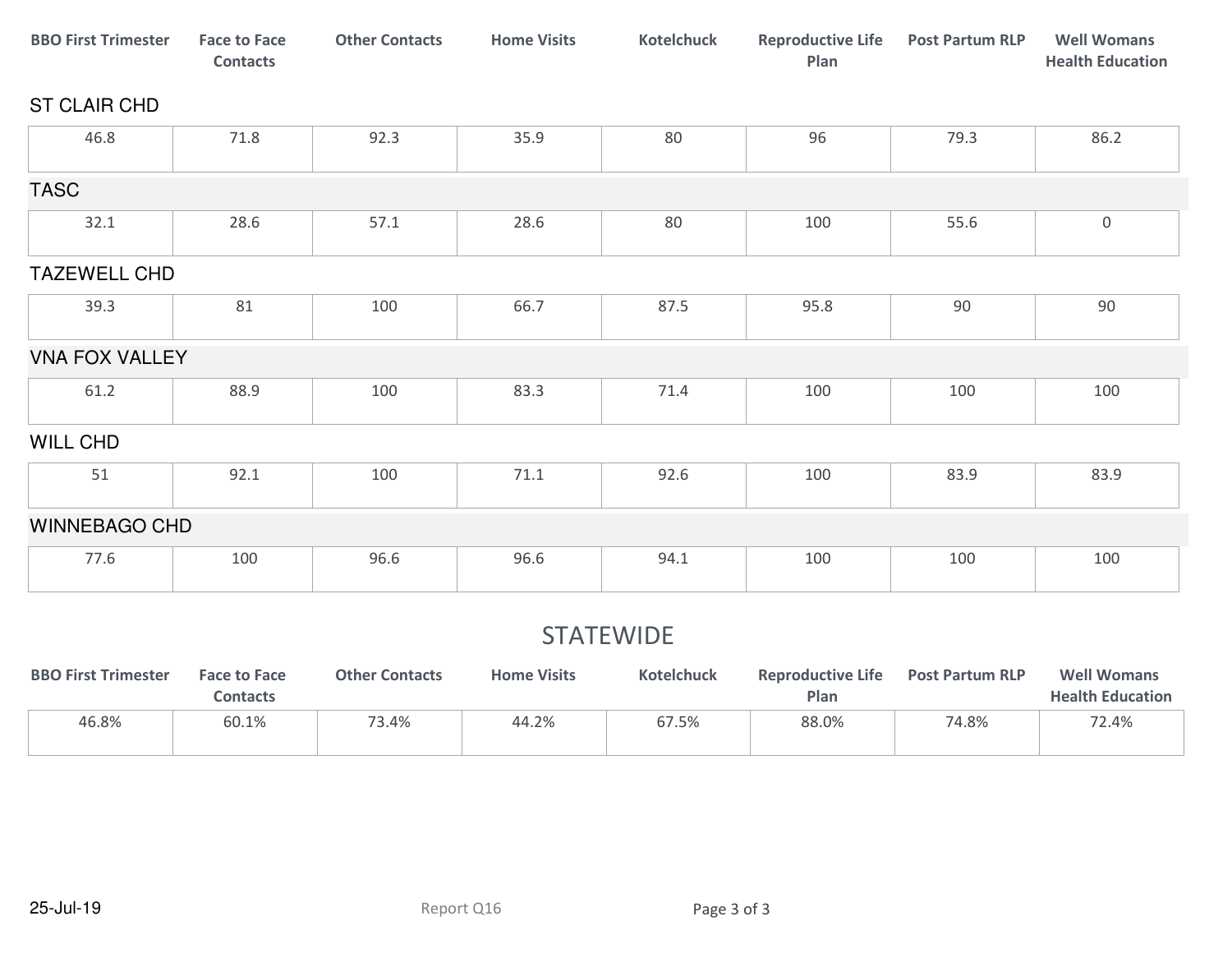| BBO First Trimester | Face to Face Contacts | Other Contacts | Home Visits | Kotelchuck | Reproductive Life Plan | Post Partum RLP | Well Womans Health Education |
|---|---|---|---|---|---|---|---|

ST CLAIR CHD

| | | | | | | | |
|---|---|---|---|---|---|---|---|
| 46.8 | 71.8 | 92.3 | 35.9 | 80 | 96 | 79.3 | 86.2 |

TASC

| | | | | | | | |
|---|---|---|---|---|---|---|---|
| 32.1 | 28.6 | 57.1 | 28.6 | 80 | 100 | 55.6 | 0 |

TAZEWELL CHD

| | | | | | | | |
|---|---|---|---|---|---|---|---|
| 39.3 | 81 | 100 | 66.7 | 87.5 | 95.8 | 90 | 90 |

VNA FOX VALLEY

| | | | | | | | |
|---|---|---|---|---|---|---|---|
| 61.2 | 88.9 | 100 | 83.3 | 71.4 | 100 | 100 | 100 |

WILL CHD

| | | | | | | | |
|---|---|---|---|---|---|---|---|
| 51 | 92.1 | 100 | 71.1 | 92.6 | 100 | 83.9 | 83.9 |

WINNEBAGO CHD

| | | | | | | | |
|---|---|---|---|---|---|---|---|
| 77.6 | 100 | 96.6 | 96.6 | 94.1 | 100 | 100 | 100 |

## STATEWIDE

| BBO First Trimester | Face to Face Contacts | Other Contacts | Home Visits | Kotelchuck | Reproductive Life Plan | Post Partum RLP | Well Womans Health Education |
|---|---|---|---|---|---|---|---|
| 46.8% | 60.1% | 73.4% | 44.2% | 67.5% | 88.0% | 74.8% | 72.4% |

25-Jul-19 Report Q16